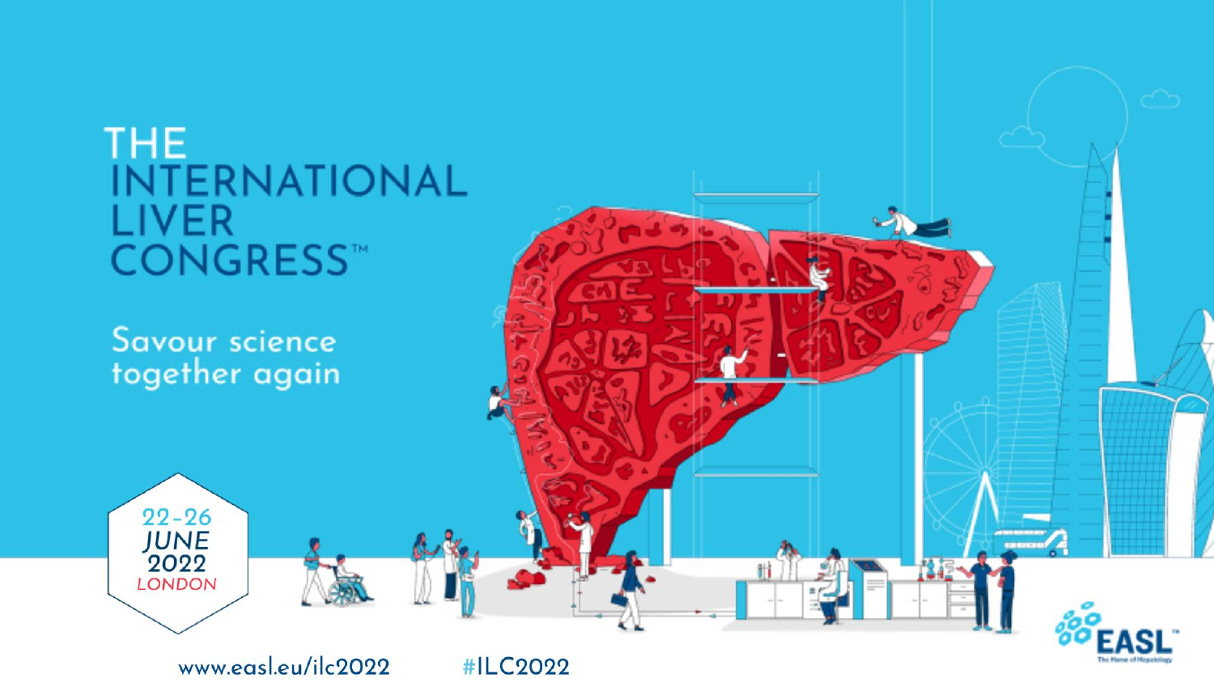# THE INTERNATIONAL LIVER CONGRESS™

Savour science together again

22-26 JUNE 2022 LONDON

www.easl.eu/ilc2022

#ILC2022

EASL™ The Home of Hepatology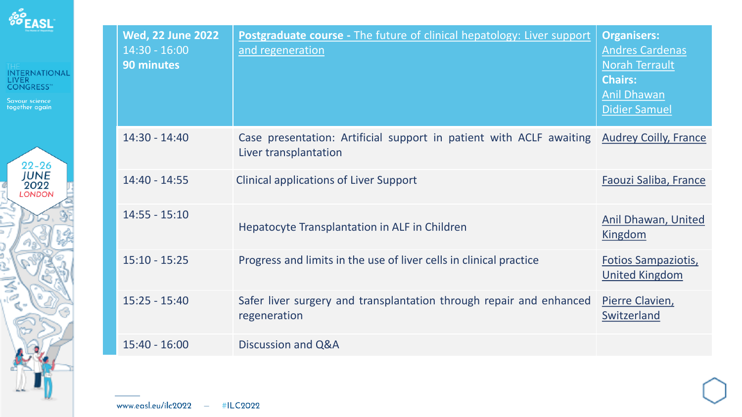| Wed, 22 June 2022<br>14:30 - 16:00<br>**90 minutes** | **Postgraduate course -** The future of clinical hepatology: Liver support and regeneration | **Organisers:**<br>Andres Cardenas<br>Norah Terrault<br>**Chairs:**<br>Anil Dhawan<br>Didier Samuel |
|---|---|---|
| 14:30 - 14:40 | Case presentation: Artificial support in patient with ACLF awaiting Liver transplantation | Audrey Coilly, France |
| 14:40 - 14:55 | Clinical applications of Liver Support | Faouzi Saliba, France |
| 14:55 - 15:10 | Hepatocyte Transplantation in ALF in Children | Anil Dhawan, United Kingdom |
| 15:10 - 15:25 | Progress and limits in the use of liver cells in clinical practice | Fotios Sampaziotis, United Kingdom |
| 15:25 - 15:40 | Safer liver surgery and transplantation through repair and enhanced regeneration | Pierre Clavien, Switzerland |
| 15:40 - 16:00 | Discussion and Q&A | |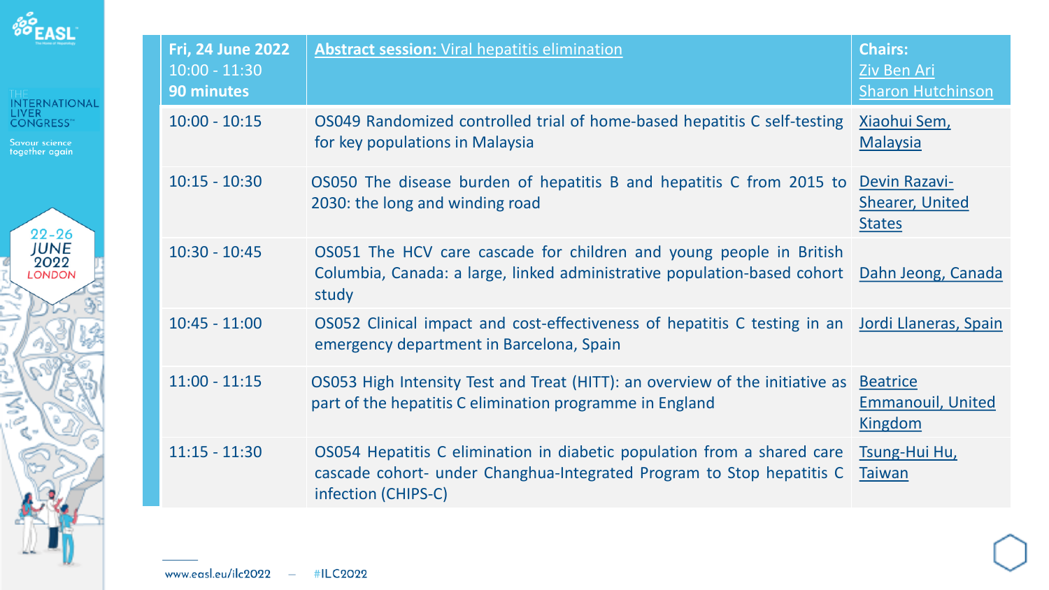| Fri, 24 June 2022<br>10:00 - 11:30<br>**90 minutes** | **Abstract session:** Viral hepatitis elimination | **Chairs:**<br>Ziv Ben Ari<br>Sharon Hutchinson |
|---|---|---|
| 10:00 - 10:15 | OS049 Randomized controlled trial of home-based hepatitis C self-testing for key populations in Malaysia | Xiaohui Sem, Malaysia |
| 10:15 - 10:30 | OS050 The disease burden of hepatitis B and hepatitis C from 2015 to 2030: the long and winding road | Devin Razavi-Shearer, United States |
| 10:30 - 10:45 | OS051 The HCV care cascade for children and young people in British Columbia, Canada: a large, linked administrative population-based cohort study | Dahn Jeong, Canada |
| 10:45 - 11:00 | OS052 Clinical impact and cost-effectiveness of hepatitis C testing in an emergency department in Barcelona, Spain | Jordi Llaneras, Spain |
| 11:00 - 11:15 | OS053 High Intensity Test and Treat (HITT): an overview of the initiative as part of the hepatitis C elimination programme in England | Beatrice Emmanouil, United Kingdom |
| 11:15 - 11:30 | OS054 Hepatitis C elimination in diabetic population from a shared care cascade cohort- under Changhua-Integrated Program to Stop hepatitis C infection (CHIPS-C) | Tsung-Hui Hu, Taiwan |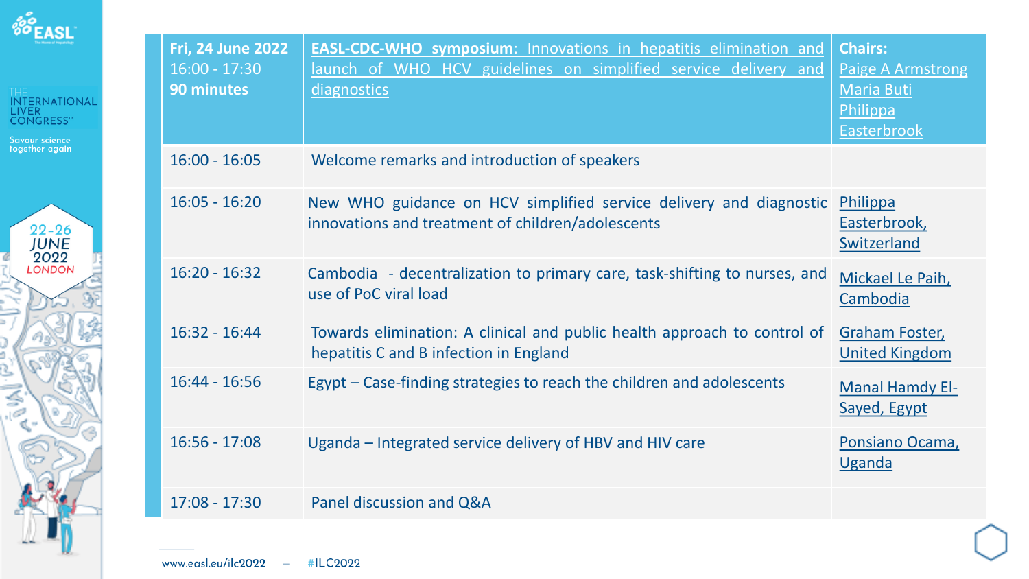| Fri, 24 June 2022 16:00 - 17:30 **90 minutes** | **EASL-CDC-WHO symposium**: Innovations in hepatitis elimination and launch of WHO HCV guidelines on simplified service delivery and diagnostics | **Chairs:** Paige A Armstrong, Maria Buti, Philippa Easterbrook |
|---|---|---|
| 16:00 - 16:05 | Welcome remarks and introduction of speakers | |
| 16:05 - 16:20 | New WHO guidance on HCV simplified service delivery and diagnostic innovations and treatment of children/adolescents | Philippa Easterbrook, Switzerland |
| 16:20 - 16:32 | Cambodia - decentralization to primary care, task-shifting to nurses, and use of PoC viral load | Mickael Le Paih, Cambodia |
| 16:32 - 16:44 | Towards elimination: A clinical and public health approach to control of hepatitis C and B infection in England | Graham Foster, United Kingdom |
| 16:44 - 16:56 | Egypt – Case-finding strategies to reach the children and adolescents | Manal Hamdy El-Sayed, Egypt |
| 16:56 - 17:08 | Uganda – Integrated service delivery of HBV and HIV care | Ponsiano Ocama, Uganda |
| 17:08 - 17:30 | Panel discussion and Q&A | |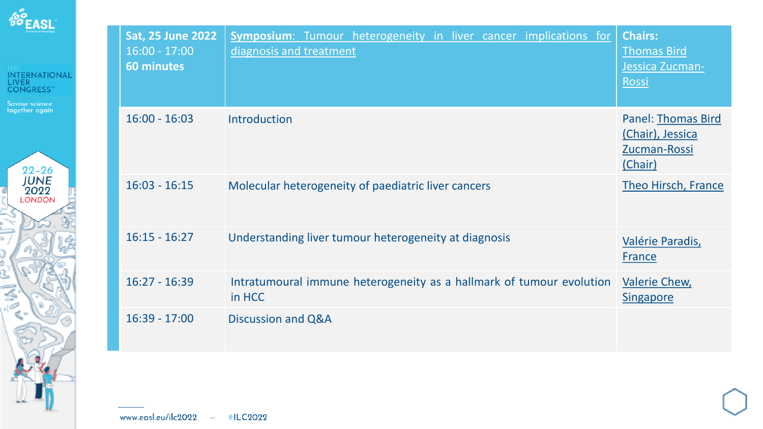| **Sat, 25 June 2022** 16:00 - 17:00 **60 minutes** | **Symposium**: Tumour heterogeneity in liver cancer implications for diagnosis and treatment | **Chairs:** Thomas Bird Jessica Zucman-Rossi |
|---|---|---|
| 16:00 - 16:03 | Introduction | Panel: Thomas Bird (Chair), Jessica Zucman-Rossi (Chair) |
| 16:03 - 16:15 | Molecular heterogeneity of paediatric liver cancers | Theo Hirsch, France |
| 16:15 - 16:27 | Understanding liver tumour heterogeneity at diagnosis | Valérie Paradis, France |
| 16:27 - 16:39 | Intratumoural immune heterogeneity as a hallmark of tumour evolution in HCC | Valerie Chew, Singapore |
| 16:39 - 17:00 | Discussion and Q&A | |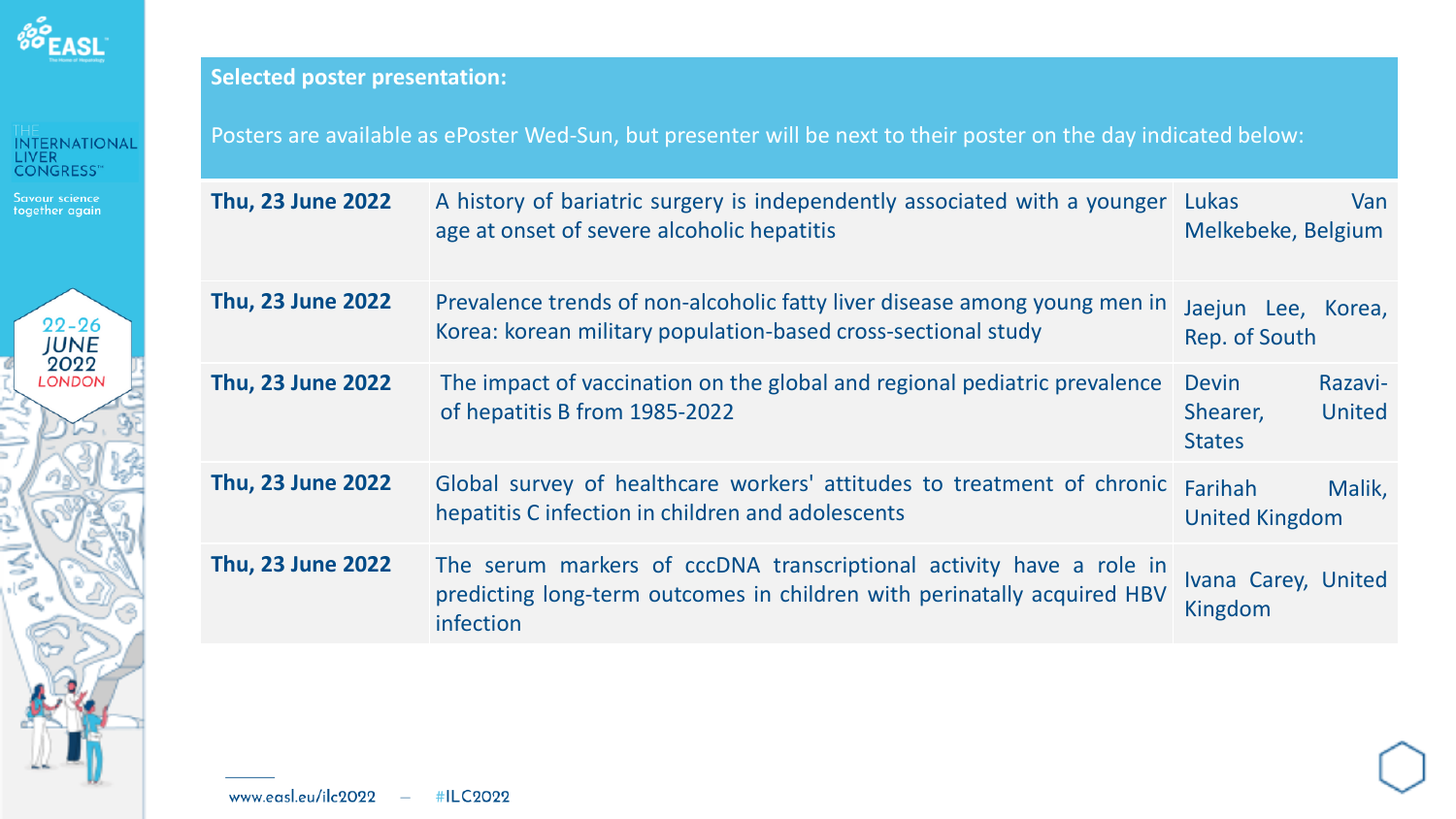**Selected poster presentation:**

Posters are available as ePoster Wed-Sun, but presenter will be next to their poster on the day indicated below:

| Date | Title | Presenter |
|---|---|---|
| **Thu, 23 June 2022** | A history of bariatric surgery is independently associated with a younger age at onset of severe alcoholic hepatitis | Lukas Van Melkebeke, Belgium |
| **Thu, 23 June 2022** | Prevalence trends of non-alcoholic fatty liver disease among young men in Korea: korean military population-based cross-sectional study | Jaejun Lee, Korea, Rep. of South |
| **Thu, 23 June 2022** | The impact of vaccination on the global and regional pediatric prevalence of hepatitis B from 1985-2022 | Devin Razavi-Shearer, United States |
| **Thu, 23 June 2022** | Global survey of healthcare workers' attitudes to treatment of chronic hepatitis C infection in children and adolescents | Farihah Malik, United Kingdom |
| **Thu, 23 June 2022** | The serum markers of cccDNA transcriptional activity have a role in predicting long-term outcomes in children with perinatally acquired HBV infection | Ivana Carey, United Kingdom |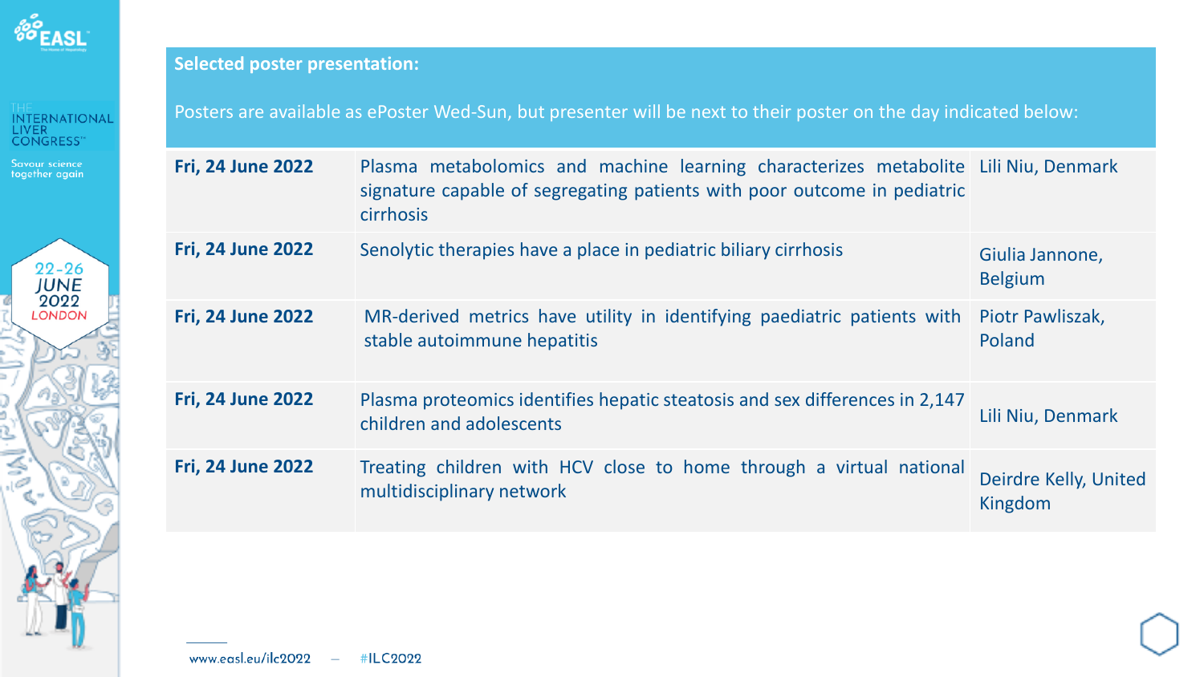**Selected poster presentation:**

Posters are available as ePoster Wed-Sun, but presenter will be next to their poster on the day indicated below:

| Date | Title | Presenter |
|---|---|---|
| **Fri, 24 June 2022** | Plasma metabolomics and machine learning characterizes metabolite signature capable of segregating patients with poor outcome in pediatric cirrhosis | Lili Niu, Denmark |
| **Fri, 24 June 2022** | Senolytic therapies have a place in pediatric biliary cirrhosis | Giulia Jannone, Belgium |
| **Fri, 24 June 2022** | MR-derived metrics have utility in identifying paediatric patients with stable autoimmune hepatitis | Piotr Pawliszak, Poland |
| **Fri, 24 June 2022** | Plasma proteomics identifies hepatic steatosis and sex differences in 2,147 children and adolescents | Lili Niu, Denmark |
| **Fri, 24 June 2022** | Treating children with HCV close to home through a virtual national multidisciplinary network | Deirdre Kelly, United Kingdom |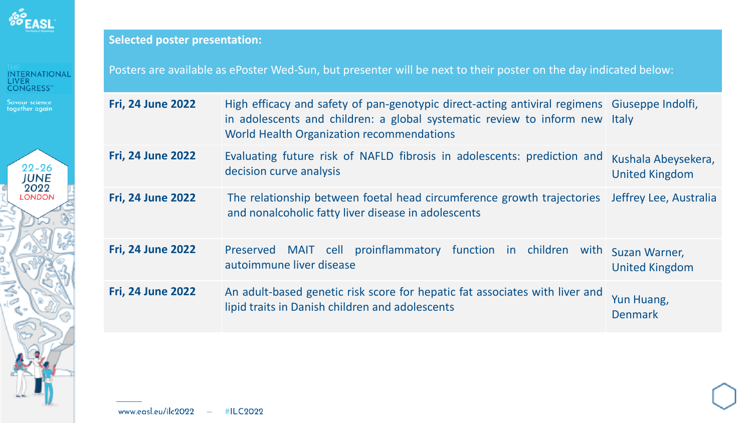**Selected poster presentation:**

Posters are available as ePoster Wed-Sun, but presenter will be next to their poster on the day indicated below:

| Date | Title | Presenter |
|---|---|---|
| **Fri, 24 June 2022** | High efficacy and safety of pan-genotypic direct-acting antiviral regimens in adolescents and children: a global systematic review to inform new World Health Organization recommendations | Giuseppe Indolfi, Italy |
| **Fri, 24 June 2022** | Evaluating future risk of NAFLD fibrosis in adolescents: prediction and decision curve analysis | Kushala Abeysekera, United Kingdom |
| **Fri, 24 June 2022** | The relationship between foetal head circumference growth trajectories and nonalcoholic fatty liver disease in adolescents | Jeffrey Lee, Australia |
| **Fri, 24 June 2022** | Preserved MAIT cell proinflammatory function in children with autoimmune liver disease | Suzan Warner, United Kingdom |
| **Fri, 24 June 2022** | An adult-based genetic risk score for hepatic fat associates with liver and lipid traits in Danish children and adolescents | Yun Huang, Denmark |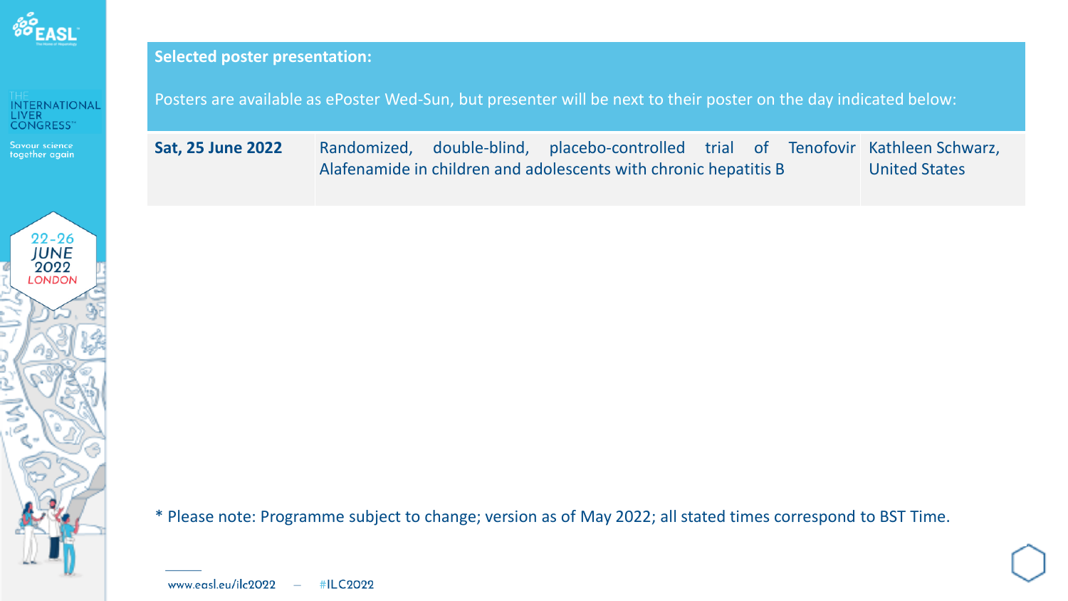| **Selected poster presentation:**<br><br>Posters are available as ePoster Wed-Sun, but presenter will be next to their poster on the day indicated below: | | |
|---|---|---|
| **Sat, 25 June 2022** | Randomized, double-blind, placebo-controlled trial of Tenofovir Alafenamide in children and adolescents with chronic hepatitis B | Kathleen Schwarz, United States |

* Please note: Programme subject to change; version as of May 2022; all stated times correspond to BST Time.